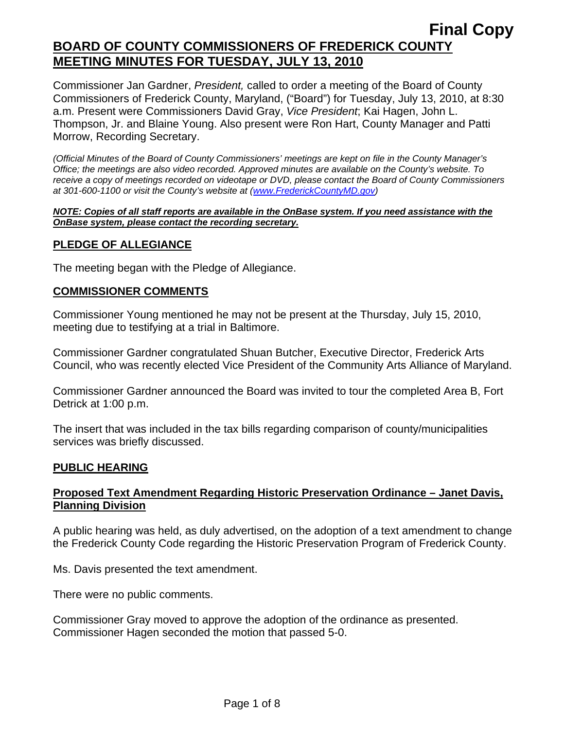**Final Copy**

# BOARD OF COUNTY COMMISSIONERS OF FREDERICK COUNTY MEETING MINUTES FOR TUESDAY, JULY 13, 2010

Commissioner Jan Gardner, *President,* called to order a meeting of the Board of County Commissioners of Frederick County, Maryland, ("Board") for Tuesday, July 13, 2010, at 8:30 a.m. Present were Commissioners David Gray, *Vice President*; Kai Hagen, John L. Thompson, Jr. and Blaine Young. Also present were Ron Hart, County Manager and Patti Morrow, Recording Secretary.

*(Official Minutes of the Board of County Commissioners' meetings are kept on file in the County Manager's Office; the meetings are also video recorded. Approved minutes are available on the County's website. To receive a copy of meetings recorded on videotape or DVD, please contact the Board of County Commissioners at 301-600-1100 or visit the County's website at (www.FrederickCountyMD.gov)*

***NOTE: Copies of all staff reports are available in the OnBase system. If you need assistance with the OnBase system, please contact the recording secretary.***

## PLEDGE OF ALLEGIANCE

The meeting began with the Pledge of Allegiance.

## COMMISSIONER COMMENTS

Commissioner Young mentioned he may not be present at the Thursday, July 15, 2010, meeting due to testifying at a trial in Baltimore.

Commissioner Gardner congratulated Shuan Butcher, Executive Director, Frederick Arts Council, who was recently elected Vice President of the Community Arts Alliance of Maryland.

Commissioner Gardner announced the Board was invited to tour the completed Area B, Fort Detrick at 1:00 p.m.

The insert that was included in the tax bills regarding comparison of county/municipalities services was briefly discussed.

## PUBLIC HEARING

### Proposed Text Amendment Regarding Historic Preservation Ordinance – Janet Davis, Planning Division

A public hearing was held, as duly advertised, on the adoption of a text amendment to change the Frederick County Code regarding the Historic Preservation Program of Frederick County.

Ms. Davis presented the text amendment.

There were no public comments.

Commissioner Gray moved to approve the adoption of the ordinance as presented. Commissioner Hagen seconded the motion that passed 5-0.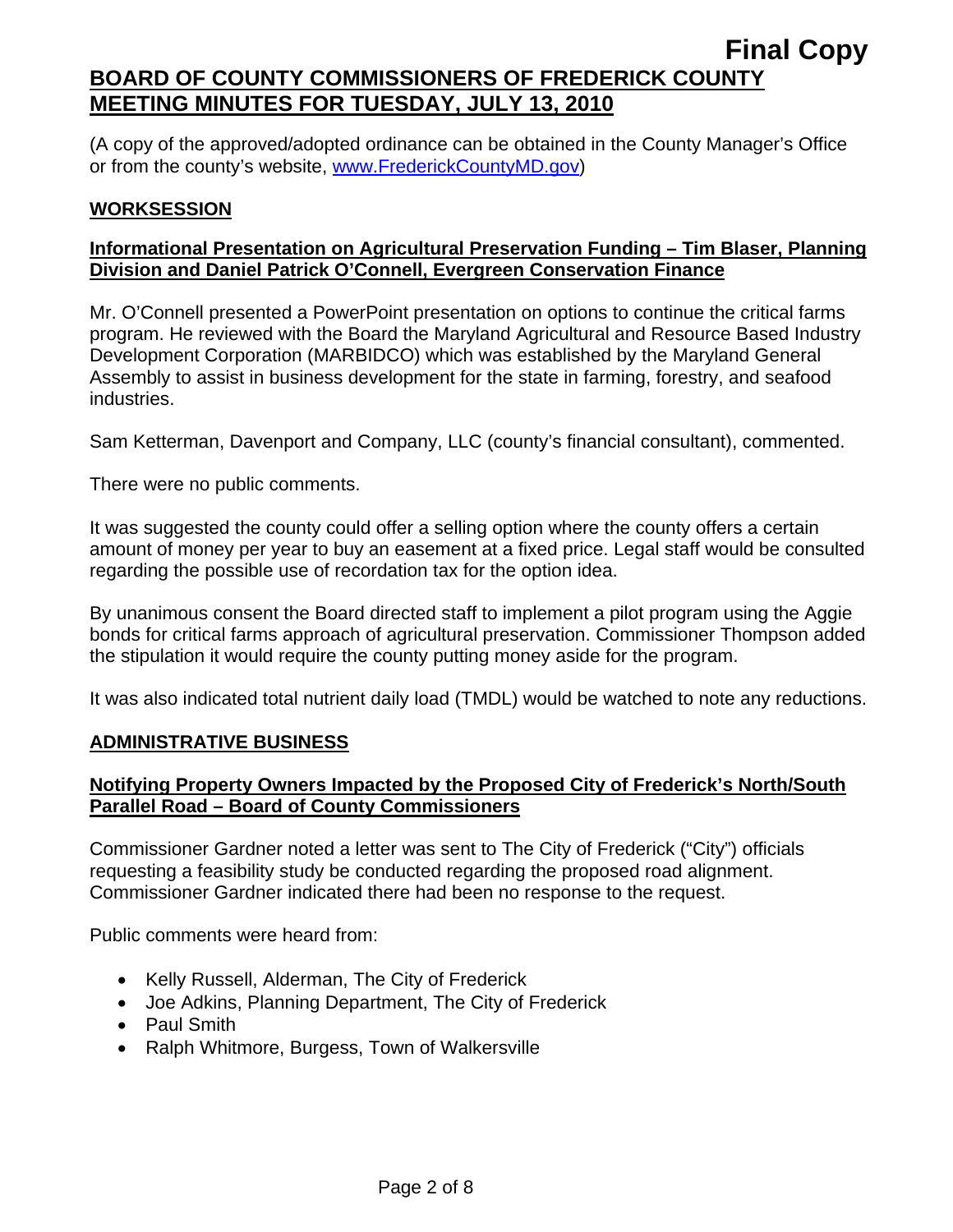**Final Copy**

**BOARD OF COUNTY COMMISSIONERS OF FREDERICK COUNTY MEETING MINUTES FOR TUESDAY, JULY 13, 2010**

(A copy of the approved/adopted ordinance can be obtained in the County Manager's Office or from the county's website, www.FrederickCountyMD.gov)

## WORKSESSION

### Informational Presentation on Agricultural Preservation Funding – Tim Blaser, Planning Division and Daniel Patrick O'Connell, Evergreen Conservation Finance

Mr. O'Connell presented a PowerPoint presentation on options to continue the critical farms program. He reviewed with the Board the Maryland Agricultural and Resource Based Industry Development Corporation (MARBIDCO) which was established by the Maryland General Assembly to assist in business development for the state in farming, forestry, and seafood industries.

Sam Ketterman, Davenport and Company, LLC (county's financial consultant), commented.

There were no public comments.

It was suggested the county could offer a selling option where the county offers a certain amount of money per year to buy an easement at a fixed price. Legal staff would be consulted regarding the possible use of recordation tax for the option idea.

By unanimous consent the Board directed staff to implement a pilot program using the Aggie bonds for critical farms approach of agricultural preservation. Commissioner Thompson added the stipulation it would require the county putting money aside for the program.

It was also indicated total nutrient daily load (TMDL) would be watched to note any reductions.

## ADMINISTRATIVE BUSINESS

### Notifying Property Owners Impacted by the Proposed City of Frederick's North/South Parallel Road – Board of County Commissioners

Commissioner Gardner noted a letter was sent to The City of Frederick ("City") officials requesting a feasibility study be conducted regarding the proposed road alignment. Commissioner Gardner indicated there had been no response to the request.

Public comments were heard from:

- Kelly Russell, Alderman, The City of Frederick
- Joe Adkins, Planning Department, The City of Frederick
- Paul Smith
- Ralph Whitmore, Burgess, Town of Walkersville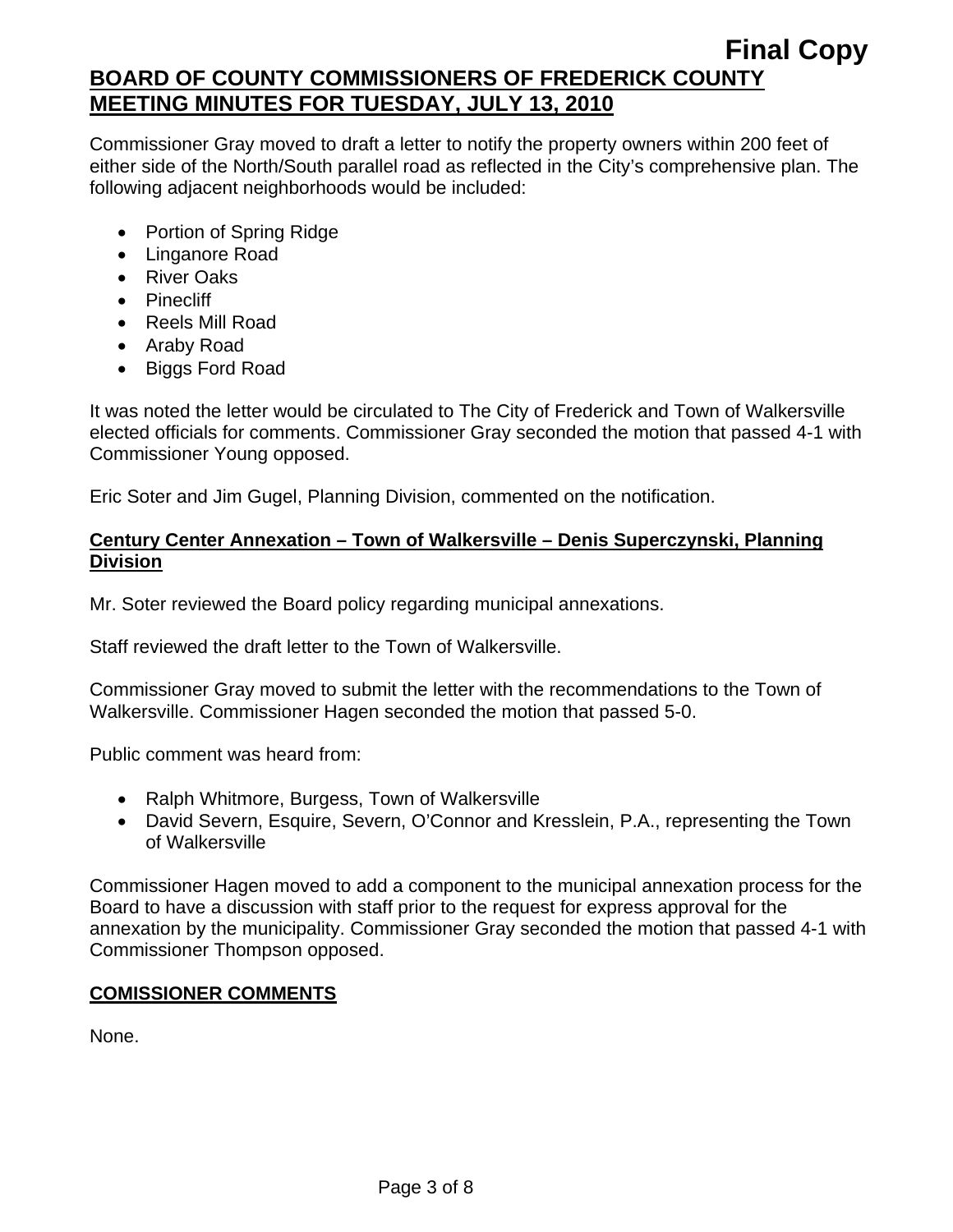**Final Copy**

**BOARD OF COUNTY COMMISSIONERS OF FREDERICK COUNTY MEETING MINUTES FOR TUESDAY, JULY 13, 2010**

Commissioner Gray moved to draft a letter to notify the property owners within 200 feet of either side of the North/South parallel road as reflected in the City's comprehensive plan. The following adjacent neighborhoods would be included:

- Portion of Spring Ridge
- Linganore Road
- River Oaks
- Pinecliff
- Reels Mill Road
- Araby Road
- Biggs Ford Road

It was noted the letter would be circulated to The City of Frederick and Town of Walkersville elected officials for comments. Commissioner Gray seconded the motion that passed 4-1 with Commissioner Young opposed.

Eric Soter and Jim Gugel, Planning Division, commented on the notification.

**Century Center Annexation – Town of Walkersville – Denis Superczynski, Planning Division**

Mr. Soter reviewed the Board policy regarding municipal annexations.

Staff reviewed the draft letter to the Town of Walkersville.

Commissioner Gray moved to submit the letter with the recommendations to the Town of Walkersville. Commissioner Hagen seconded the motion that passed 5-0.

Public comment was heard from:

- Ralph Whitmore, Burgess, Town of Walkersville
- David Severn, Esquire, Severn, O'Connor and Kresslein, P.A., representing the Town of Walkersville

Commissioner Hagen moved to add a component to the municipal annexation process for the Board to have a discussion with staff prior to the request for express approval for the annexation by the municipality. Commissioner Gray seconded the motion that passed 4-1 with Commissioner Thompson opposed.

**COMISSIONER COMMENTS**

None.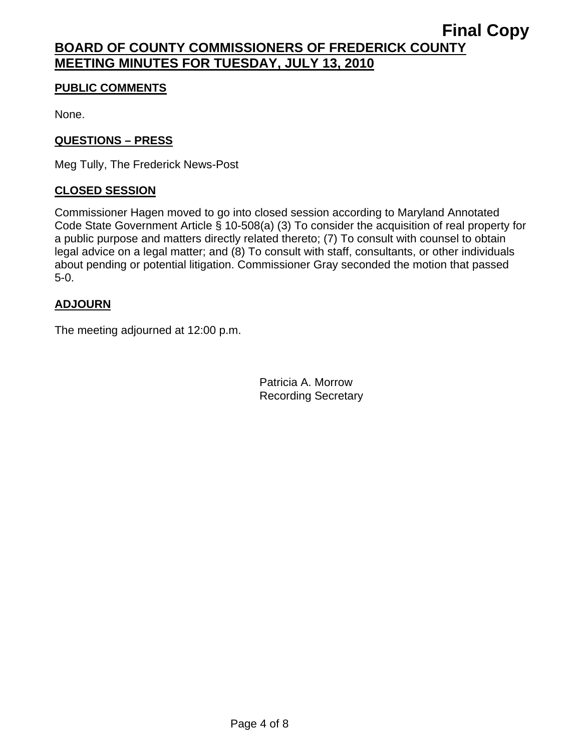# BOARD OF COUNTY COMMISSIONERS OF FREDERICK COUNTY MEETING MINUTES FOR TUESDAY, JULY 13, 2010

## PUBLIC COMMENTS

None.

## QUESTIONS – PRESS

Meg Tully, The Frederick News-Post

## CLOSED SESSION

Commissioner Hagen moved to go into closed session according to Maryland Annotated Code State Government Article § 10-508(a) (3) To consider the acquisition of real property for a public purpose and matters directly related thereto; (7) To consult with counsel to obtain legal advice on a legal matter; and (8) To consult with staff, consultants, or other individuals about pending or potential litigation. Commissioner Gray seconded the motion that passed 5-0.

## ADJOURN

The meeting adjourned at 12:00 p.m.

Patricia A. Morrow
Recording Secretary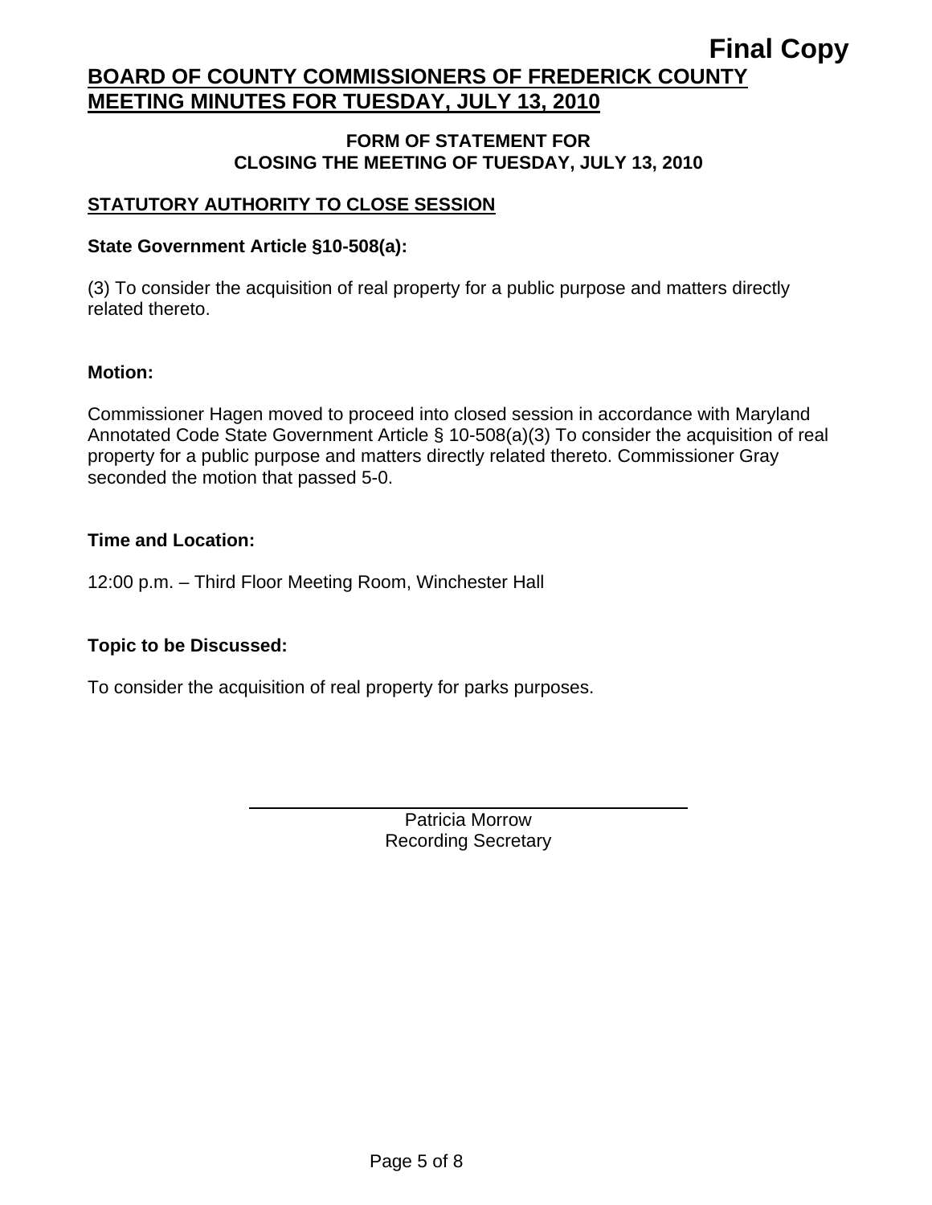**Final Copy**

# BOARD OF COUNTY COMMISSIONERS OF FREDERICK COUNTY MEETING MINUTES FOR TUESDAY, JULY 13, 2010

## FORM OF STATEMENT FOR CLOSING THE MEETING OF TUESDAY, JULY 13, 2010

### STATUTORY AUTHORITY TO CLOSE SESSION

**State Government Article §10-508(a):**

(3) To consider the acquisition of real property for a public purpose and matters directly related thereto.

**Motion:**

Commissioner Hagen moved to proceed into closed session in accordance with Maryland Annotated Code State Government Article § 10-508(a)(3) To consider the acquisition of real property for a public purpose and matters directly related thereto. Commissioner Gray seconded the motion that passed 5-0.

**Time and Location:**

12:00 p.m. – Third Floor Meeting Room, Winchester Hall

**Topic to be Discussed:**

To consider the acquisition of real property for parks purposes.

Patricia Morrow
Recording Secretary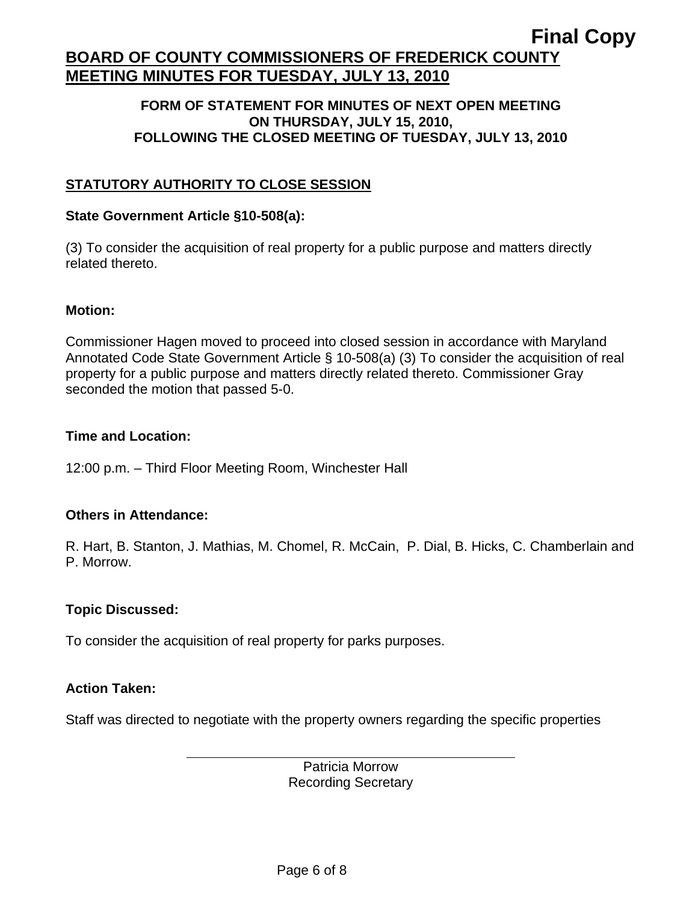**Final Copy**

# BOARD OF COUNTY COMMISSIONERS OF FREDERICK COUNTY MEETING MINUTES FOR TUESDAY, JULY 13, 2010

### FORM OF STATEMENT FOR MINUTES OF NEXT OPEN MEETING ON THURSDAY, JULY 15, 2010, FOLLOWING THE CLOSED MEETING OF TUESDAY, JULY 13, 2010

## STATUTORY AUTHORITY TO CLOSE SESSION

**State Government Article §10-508(a):**

(3) To consider the acquisition of real property for a public purpose and matters directly related thereto.

**Motion:**

Commissioner Hagen moved to proceed into closed session in accordance with Maryland Annotated Code State Government Article § 10-508(a) (3) To consider the acquisition of real property for a public purpose and matters directly related thereto. Commissioner Gray seconded the motion that passed 5-0.

**Time and Location:**

12:00 p.m. – Third Floor Meeting Room, Winchester Hall

**Others in Attendance:**

R. Hart, B. Stanton, J. Mathias, M. Chomel, R. McCain, P. Dial, B. Hicks, C. Chamberlain and P. Morrow.

**Topic Discussed:**

To consider the acquisition of real property for parks purposes.

**Action Taken:**

Staff was directed to negotiate with the property owners regarding the specific properties

Patricia Morrow
Recording Secretary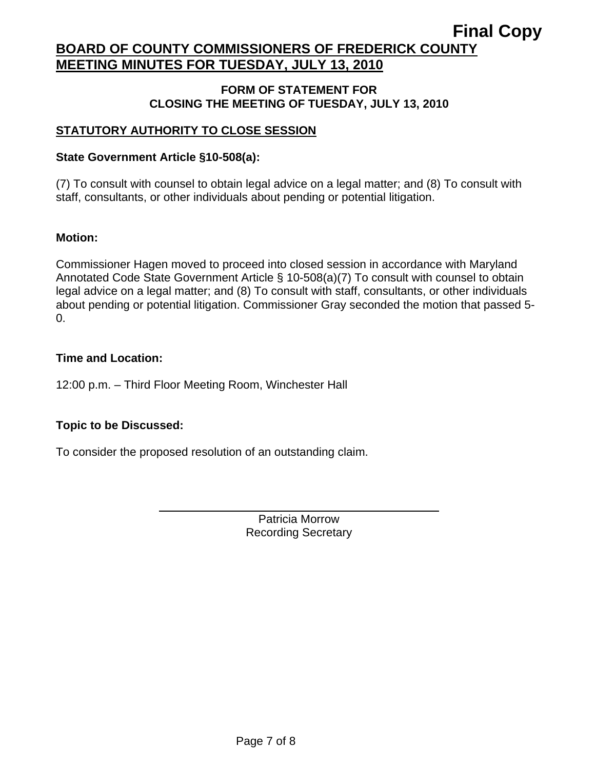**Final Copy**

# BOARD OF COUNTY COMMISSIONERS OF FREDERICK COUNTY MEETING MINUTES FOR TUESDAY, JULY 13, 2010

## FORM OF STATEMENT FOR CLOSING THE MEETING OF TUESDAY, JULY 13, 2010

### STATUTORY AUTHORITY TO CLOSE SESSION

**State Government Article §10-508(a):**

(7) To consult with counsel to obtain legal advice on a legal matter; and (8) To consult with staff, consultants, or other individuals about pending or potential litigation.

**Motion:**

Commissioner Hagen moved to proceed into closed session in accordance with Maryland Annotated Code State Government Article § 10-508(a)(7) To consult with counsel to obtain legal advice on a legal matter; and (8) To consult with staff, consultants, or other individuals about pending or potential litigation. Commissioner Gray seconded the motion that passed 5-0.

**Time and Location:**

12:00 p.m. – Third Floor Meeting Room, Winchester Hall

**Topic to be Discussed:**

To consider the proposed resolution of an outstanding claim.

Patricia Morrow
Recording Secretary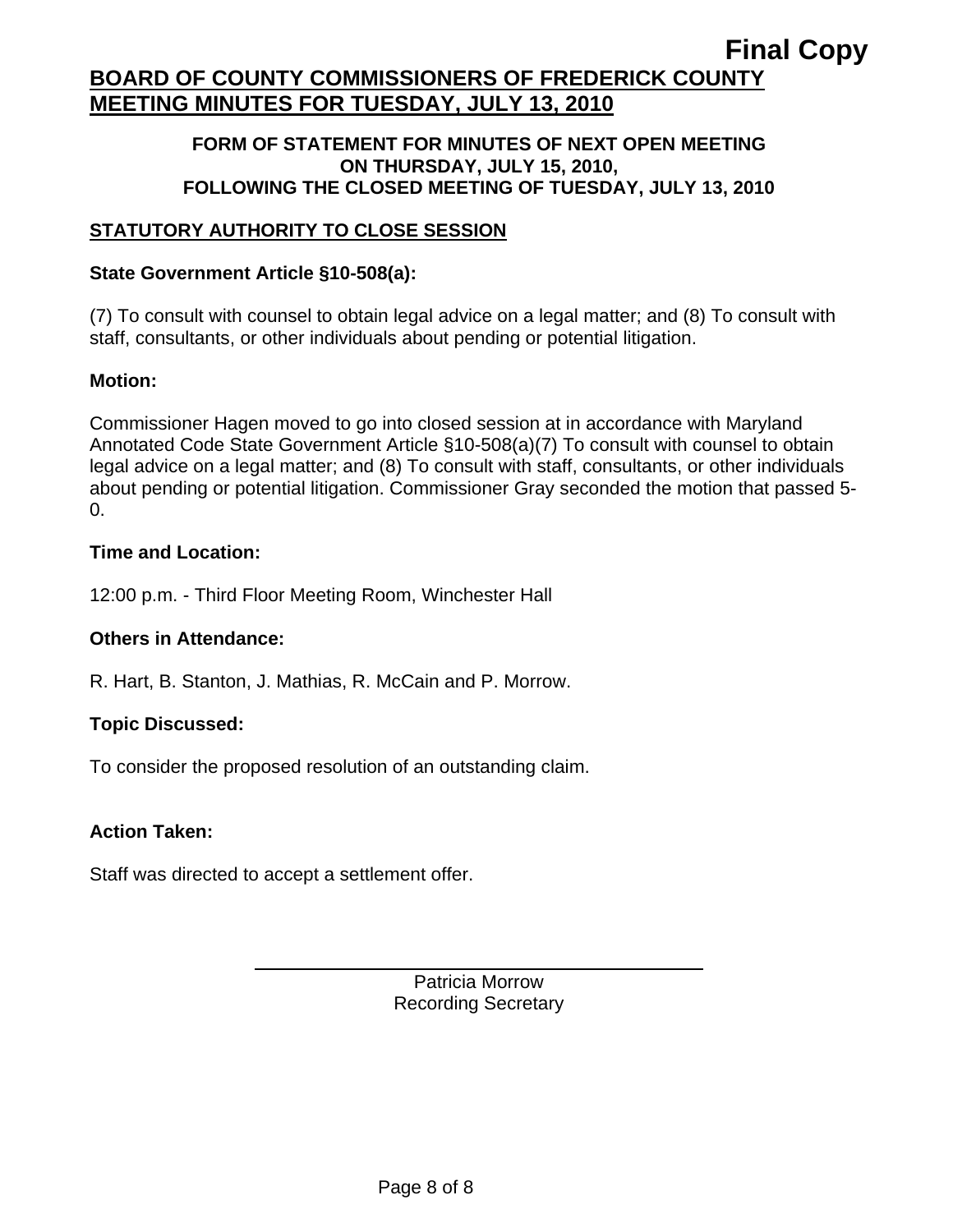**Final Copy**

# BOARD OF COUNTY COMMISSIONERS OF FREDERICK COUNTY MEETING MINUTES FOR TUESDAY, JULY 13, 2010

**FORM OF STATEMENT FOR MINUTES OF NEXT OPEN MEETING ON THURSDAY, JULY 15, 2010, FOLLOWING THE CLOSED MEETING OF TUESDAY, JULY 13, 2010**

## STATUTORY AUTHORITY TO CLOSE SESSION

**State Government Article §10-508(a):**

(7) To consult with counsel to obtain legal advice on a legal matter; and (8) To consult with staff, consultants, or other individuals about pending or potential litigation.

**Motion:**

Commissioner Hagen moved to go into closed session at in accordance with Maryland Annotated Code State Government Article §10-508(a)(7) To consult with counsel to obtain legal advice on a legal matter; and (8) To consult with staff, consultants, or other individuals about pending or potential litigation. Commissioner Gray seconded the motion that passed 5-0.

**Time and Location:**

12:00 p.m. - Third Floor Meeting Room, Winchester Hall

**Others in Attendance:**

R. Hart, B. Stanton, J. Mathias, R. McCain and P. Morrow.

**Topic Discussed:**

To consider the proposed resolution of an outstanding claim.

**Action Taken:**

Staff was directed to accept a settlement offer.

Patricia Morrow
Recording Secretary